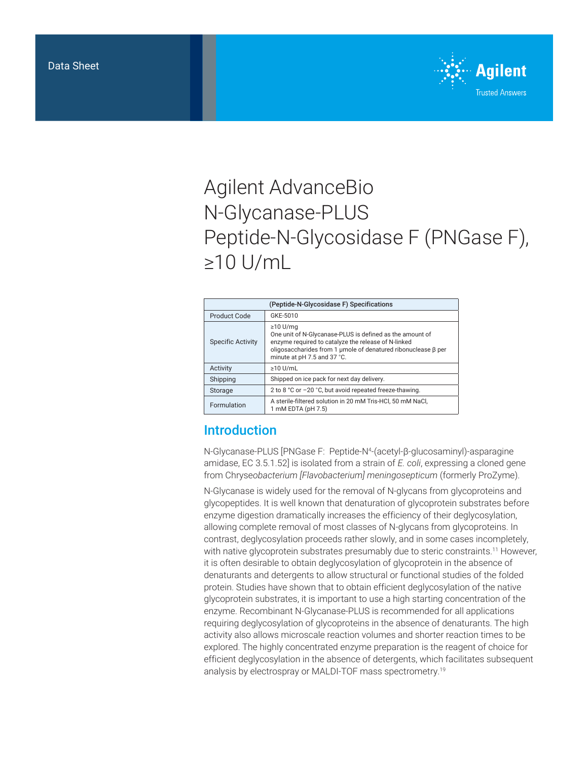Data Sheet

# Agilent AdvanceBio N-Glycanase-PLUS Peptide-N-Glycosidase F (PNGase F), ≥10 U/mL

| (Peptide-N-Glycosidase F) Specifications | |
|---|---|
| Product Code | GKE-5010 |
| Specific Activity | ≥10 U/mg<br>One unit of N-Glycanase-PLUS is defined as the amount of enzyme required to catalyze the release of N-linked oligosaccharides from 1 µmole of denatured ribonuclease β per minute at pH 7.5 and 37 °C. |
| Activity | ≥10 U/mL |
| Shipping | Shipped on ice pack for next day delivery. |
| Storage | 2 to 8 °C or –20 °C, but avoid repeated freeze-thawing. |
| Formulation | A sterile-filtered solution in 20 mM Tris-HCl, 50 mM NaCl, 1 mM EDTA (pH 7.5) |

## Introduction

N-Glycanase-PLUS [PNGase F: Peptide-$N^4$-(acetyl-β-glucosaminyl)-asparagine amidase, EC 3.5.1.52] is isolated from a strain of *E. coli*, expressing a cloned gene from Chryse*obacterium [Flavobacterium] meningosepticum* (formerly ProZyme).

N-Glycanase is widely used for the removal of N-glycans from glycoproteins and glycopeptides. It is well known that denaturation of glycoprotein substrates before enzyme digestion dramatically increases the efficiency of their deglycosylation, allowing complete removal of most classes of N-glycans from glycoproteins. In contrast, deglycosylation proceeds rather slowly, and in some cases incompletely, with native glycoprotein substrates presumably due to steric constraints.[11] However, it is often desirable to obtain deglycosylation of glycoprotein in the absence of denaturants and detergents to allow structural or functional studies of the folded protein. Studies have shown that to obtain efficient deglycosylation of the native glycoprotein substrates, it is important to use a high starting concentration of the enzyme. Recombinant N-Glycanase-PLUS is recommended for all applications requiring deglycosylation of glycoproteins in the absence of denaturants. The high activity also allows microscale reaction volumes and shorter reaction times to be explored. The highly concentrated enzyme preparation is the reagent of choice for efficient deglycosylation in the absence of detergents, which facilitates subsequent analysis by electrospray or MALDI-TOF mass spectrometry.[19]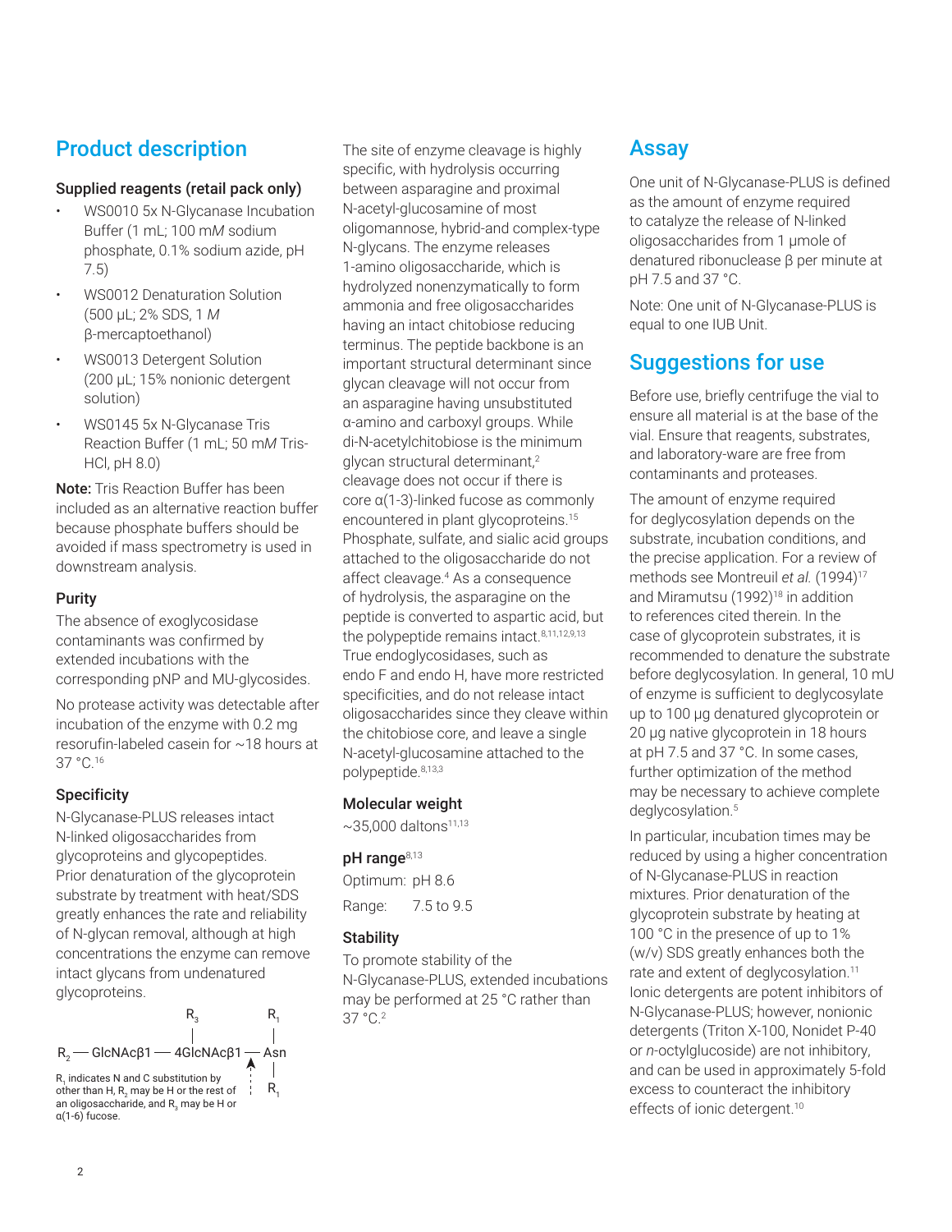## Product description

### Supplied reagents (retail pack only)

- WS0010 5x N-Glycanase Incubation Buffer (1 mL; 100 m*M* sodium phosphate, 0.1% sodium azide, pH 7.5)
- WS0012 Denaturation Solution (500 µL; 2% SDS, 1 *M* β-mercaptoethanol)
- WS0013 Detergent Solution (200 µL; 15% nonionic detergent solution)
- WS0145 5x N-Glycanase Tris Reaction Buffer (1 mL; 50 m*M* Tris-HCl, pH 8.0)

**Note:** Tris Reaction Buffer has been included as an alternative reaction buffer because phosphate buffers should be avoided if mass spectrometry is used in downstream analysis.

### Purity

The absence of exoglycosidase contaminants was confirmed by extended incubations with the corresponding pNP and MU-glycosides.

No protease activity was detectable after incubation of the enzyme with 0.2 mg resorufin-labeled casein for ~18 hours at 37 °C.[16]

### Specificity

N-Glycanase-PLUS releases intact N-linked oligosaccharides from glycoproteins and glycopeptides. Prior denaturation of the glycoprotein substrate by treatment with heat/SDS greatly enhances the rate and reliability of N-glycan removal, although at high concentrations the enzyme can remove intact glycans from undenatured glycoproteins.

$R_2$ — GlcNAcβ1 — 4GlcNAcβ1 — Asn (with $R_3$ on 4GlcNAcβ1 and $R_1$ above and below Asn; arrow indicates cleavage site between 4GlcNAcβ1 and Asn)

$R_1$ indicates N and C substitution by other than H, $R_2$ may be H or the rest of an oligosaccharide, and $R_3$ may be H or α(1-6) fucose.

The site of enzyme cleavage is highly specific, with hydrolysis occurring between asparagine and proximal N-acetyl-glucosamine of most oligomannose, hybrid-and complex-type N-glycans. The enzyme releases 1-amino oligosaccharide, which is hydrolyzed nonenzymatically to form ammonia and free oligosaccharides having an intact chitobiose reducing terminus. The peptide backbone is an important structural determinant since glycan cleavage will not occur from an asparagine having unsubstituted α-amino and carboxyl groups. While di-N-acetylchitobiose is the minimum glycan structural determinant,[2] cleavage does not occur if there is core α(1-3)-linked fucose as commonly encountered in plant glycoproteins.[15] Phosphate, sulfate, and sialic acid groups attached to the oligosaccharide do not affect cleavage.[4] As a consequence of hydrolysis, the asparagine on the peptide is converted to aspartic acid, but the polypeptide remains intact.[8,11,12,9,13] True endoglycosidases, such as endo F and endo H, have more restricted specificities, and do not release intact oligosaccharides since they cleave within the chitobiose core, and leave a single N-acetyl-glucosamine attached to the polypeptide.[8,13,3]

### Molecular weight

~35,000 daltons[11,13]

### pH range[8,13]

Optimum: pH 8.6

Range: 7.5 to 9.5

### Stability

To promote stability of the N-Glycanase-PLUS, extended incubations may be performed at 25 °C rather than 37 °C.[2]

## Assay

One unit of N-Glycanase-PLUS is defined as the amount of enzyme required to catalyze the release of N-linked oligosaccharides from 1 µmole of denatured ribonuclease β per minute at pH 7.5 and 37 °C.

Note: One unit of N-Glycanase-PLUS is equal to one IUB Unit.

## Suggestions for use

Before use, briefly centrifuge the vial to ensure all material is at the base of the vial. Ensure that reagents, substrates, and laboratory-ware are free from contaminants and proteases.

The amount of enzyme required for deglycosylation depends on the substrate, incubation conditions, and the precise application. For a review of methods see Montreuil *et al.* (1994)[17] and Miramutsu (1992)[18] in addition to references cited therein. In the case of glycoprotein substrates, it is recommended to denature the substrate before deglycosylation. In general, 10 mU of enzyme is sufficient to deglycosylate up to 100 µg denatured glycoprotein or 20 µg native glycoprotein in 18 hours at pH 7.5 and 37 °C. In some cases, further optimization of the method may be necessary to achieve complete deglycosylation.[5]

In particular, incubation times may be reduced by using a higher concentration of N-Glycanase-PLUS in reaction mixtures. Prior denaturation of the glycoprotein substrate by heating at 100 °C in the presence of up to 1% (w/v) SDS greatly enhances both the rate and extent of deglycosylation.[11] Ionic detergents are potent inhibitors of N-Glycanase-PLUS; however, nonionic detergents (Triton X-100, Nonidet P-40 or *n*-octylglucoside) are not inhibitory, and can be used in approximately 5-fold excess to counteract the inhibitory effects of ionic detergent.[10]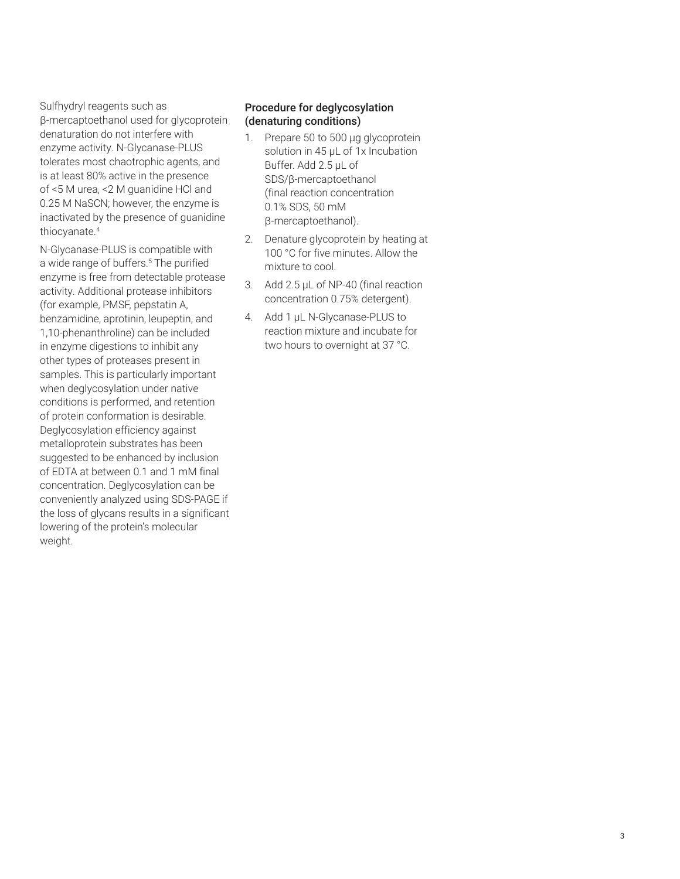Sulfhydryl reagents such as β-mercaptoethanol used for glycoprotein denaturation do not interfere with enzyme activity. N-Glycanase-PLUS tolerates most chaotrophic agents, and is at least 80% active in the presence of <5 M urea, <2 M guanidine HCl and 0.25 M NaSCN; however, the enzyme is inactivated by the presence of guanidine thiocyanate.[4]

N-Glycanase-PLUS is compatible with a wide range of buffers.[5] The purified enzyme is free from detectable protease activity. Additional protease inhibitors (for example, PMSF, pepstatin A, benzamidine, aprotinin, leupeptin, and 1,10-phenanthroline) can be included in enzyme digestions to inhibit any other types of proteases present in samples. This is particularly important when deglycosylation under native conditions is performed, and retention of protein conformation is desirable. Deglycosylation efficiency against metalloprotein substrates has been suggested to be enhanced by inclusion of EDTA at between 0.1 and 1 mM final concentration. Deglycosylation can be conveniently analyzed using SDS-PAGE if the loss of glycans results in a significant lowering of the protein's molecular weight.

### Procedure for deglycosylation (denaturing conditions)

1. Prepare 50 to 500 µg glycoprotein solution in 45 µL of 1x Incubation Buffer. Add 2.5 µL of SDS/β-mercaptoethanol (final reaction concentration 0.1% SDS, 50 mM β-mercaptoethanol).
2. Denature glycoprotein by heating at 100 °C for five minutes. Allow the mixture to cool.
3. Add 2.5 µL of NP-40 (final reaction concentration 0.75% detergent).
4. Add 1 µL N-Glycanase-PLUS to reaction mixture and incubate for two hours to overnight at 37 °C.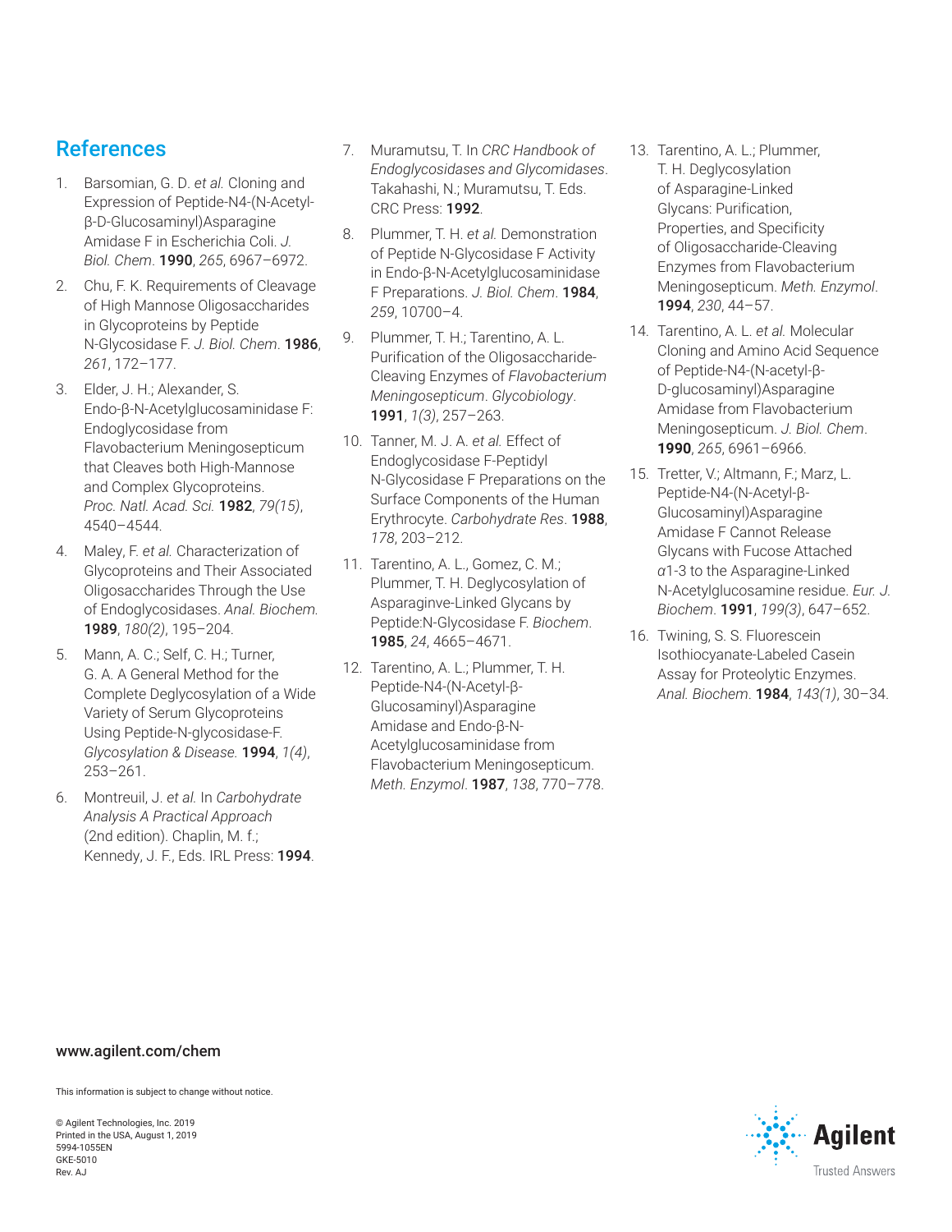## References

1. Barsomian, G. D. *et al.* Cloning and Expression of Peptide-N4-(N-Acetyl-β-D-Glucosaminyl)Asparagine Amidase F in Escherichia Coli. *J. Biol. Chem*. **1990**, *265*, 6967–6972.
2. Chu, F. K. Requirements of Cleavage of High Mannose Oligosaccharides in Glycoproteins by Peptide N-Glycosidase F. *J. Biol. Chem*. **1986**, *261*, 172–177.
3. Elder, J. H.; Alexander, S. Endo-β-N-Acetylglucosaminidase F: Endoglycosidase from Flavobacterium Meningosepticum that Cleaves both High-Mannose and Complex Glycoproteins. *Proc. Natl. Acad. Sci.* **1982**, *79(15)*, 4540–4544.
4. Maley, F. *et al.* Characterization of Glycoproteins and Their Associated Oligosaccharides Through the Use of Endoglycosidases. *Anal. Biochem.* **1989**, *180(2)*, 195–204.
5. Mann, A. C.; Self, C. H.; Turner, G. A. A General Method for the Complete Deglycosylation of a Wide Variety of Serum Glycoproteins Using Peptide-N-glycosidase-F. *Glycosylation & Disease.* **1994**, *1(4)*, 253–261.
6. Montreuil, J. *et al.* In *Carbohydrate Analysis A Practical Approach* (2nd edition). Chaplin, M. f.; Kennedy, J. F., Eds. IRL Press: **1994**.
7. Muramutsu, T. In *CRC Handbook of Endoglycosidases and Glycomidases*. Takahashi, N.; Muramutsu, T. Eds. CRC Press: **1992**.
8. Plummer, T. H. *et al.* Demonstration of Peptide N-Glycosidase F Activity in Endo-β-N-Acetylglucosaminidase F Preparations. *J. Biol. Chem*. **1984**, *259*, 10700–4.
9. Plummer, T. H.; Tarentino, A. L. Purification of the Oligosaccharide-Cleaving Enzymes of *Flavobacterium Meningosepticum*. *Glycobiology*. **1991**, *1(3)*, 257–263.
10. Tanner, M. J. A. *et al.* Effect of Endoglycosidase F-Peptidyl N-Glycosidase F Preparations on the Surface Components of the Human Erythrocyte. *Carbohydrate Res*. **1988**, *178*, 203–212.
11. Tarentino, A. L., Gomez, C. M.; Plummer, T. H. Deglycosylation of Asparaginve-Linked Glycans by Peptide:N-Glycosidase F. *Biochem*. **1985**, *24*, 4665–4671.
12. Tarentino, A. L.; Plummer, T. H. Peptide-N4-(N-Acetyl-β-Glucosaminyl)Asparagine Amidase and Endo-β-N-Acetylglucosaminidase from Flavobacterium Meningosepticum. *Meth. Enzymol*. **1987**, *138*, 770–778.
13. Tarentino, A. L.; Plummer, T. H. Deglycosylation of Asparagine-Linked Glycans: Purification, Properties, and Specificity of Oligosaccharide-Cleaving Enzymes from Flavobacterium Meningosepticum. *Meth. Enzymol*. **1994**, *230*, 44–57.
14. Tarentino, A. L. *et al.* Molecular Cloning and Amino Acid Sequence of Peptide-N4-(N-acetyl-β-D-glucosaminyl)Asparagine Amidase from Flavobacterium Meningosepticum. *J. Biol. Chem*. **1990**, *265*, 6961–6966.
15. Tretter, V.; Altmann, F.; Marz, L. Peptide-N4-(N-Acetyl-β-Glucosaminyl)Asparagine Amidase F Cannot Release Glycans with Fucose Attached α1-3 to the Asparagine-Linked N-Acetylglucosamine residue. *Eur. J. Biochem*. **1991**, *199(3)*, 647–652.
16. Twining, S. S. Fluorescein Isothiocyanate-Labeled Casein Assay for Proteolytic Enzymes. *Anal. Biochem*. **1984**, *143(1)*, 30–34.

www.agilent.com/chem

This information is subject to change without notice.

© Agilent Technologies, Inc. 2019
Printed in the USA, August 1, 2019
5994-1055EN
GKE-5010
Rev. AJ

Agilent
Trusted Answers